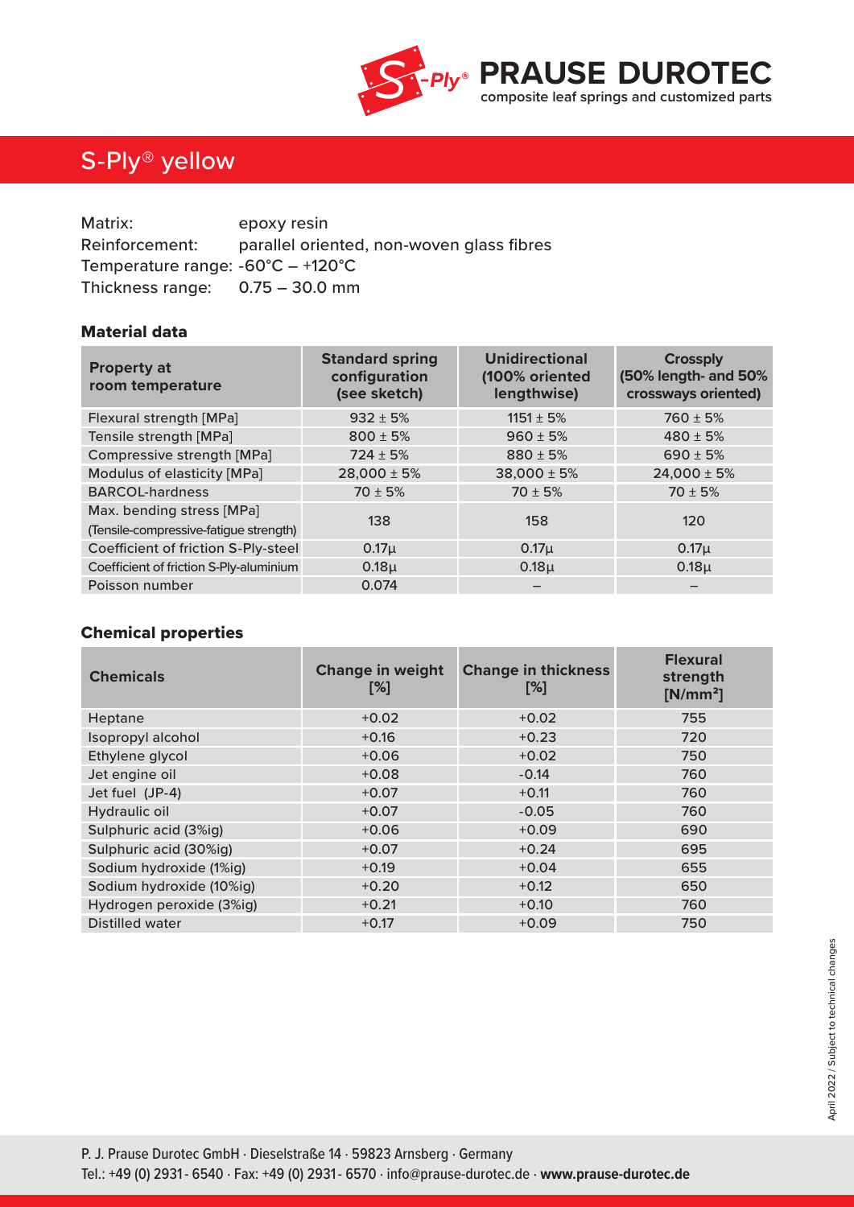PRAUSE DUROTEC
composite leaf springs and customized parts

# S-Ply® yellow

Matrix: epoxy resin
Reinforcement: parallel oriented, non-woven glass fibres
Temperature range: -60°C – +120°C
Thickness range: 0.75 – 30.0 mm

## Material data

| Property at room temperature | Standard spring configuration (see sketch) | Unidirectional (100% oriented lengthwise) | Crossply (50% length- and 50% crossways oriented) |
|---|---|---|---|
| Flexural strength [MPa] | 932 ± 5% | 1151 ± 5% | 760 ± 5% |
| Tensile strength [MPa] | 800 ± 5% | 960 ± 5% | 480 ± 5% |
| Compressive strength [MPa] | 724 ± 5% | 880 ± 5% | 690 ± 5% |
| Modulus of elasticity [MPa] | 28,000 ± 5% | 38,000 ± 5% | 24,000 ± 5% |
| BARCOL-hardness | 70 ± 5% | 70 ± 5% | 70 ± 5% |
| Max. bending stress [MPa] (Tensile-compressive-fatigue strength) | 138 | 158 | 120 |
| Coefficient of friction S-Ply-steel | 0.17µ | 0.17µ | 0.17µ |
| Coefficient of friction S-Ply-aluminium | 0.18µ | 0.18µ | 0.18µ |
| Poisson number | 0.074 | – | – |

## Chemical properties

| Chemicals | Change in weight [%] | Change in thickness [%] | Flexural strength [N/mm²] |
|---|---|---|---|
| Heptane | +0.02 | +0.02 | 755 |
| Isopropyl alcohol | +0.16 | +0.23 | 720 |
| Ethylene glycol | +0.06 | +0.02 | 750 |
| Jet engine oil | +0.08 | -0.14 | 760 |
| Jet fuel (JP-4) | +0.07 | +0.11 | 760 |
| Hydraulic oil | +0.07 | -0.05 | 760 |
| Sulphuric acid (3%ig) | +0.06 | +0.09 | 690 |
| Sulphuric acid (30%ig) | +0.07 | +0.24 | 695 |
| Sodium hydroxide (1%ig) | +0.19 | +0.04 | 655 |
| Sodium hydroxide (10%ig) | +0.20 | +0.12 | 650 |
| Hydrogen peroxide (3%ig) | +0.21 | +0.10 | 760 |
| Distilled water | +0.17 | +0.09 | 750 |

April 2022 / Subject to technical changes

P. J. Prause Durotec GmbH · Dieselstraße 14 · 59823 Arnsberg · Germany
Tel.: +49 (0) 2931 - 6540 · Fax: +49 (0) 2931 - 6570 · info@prause-durotec.de · **www.prause-durotec.de**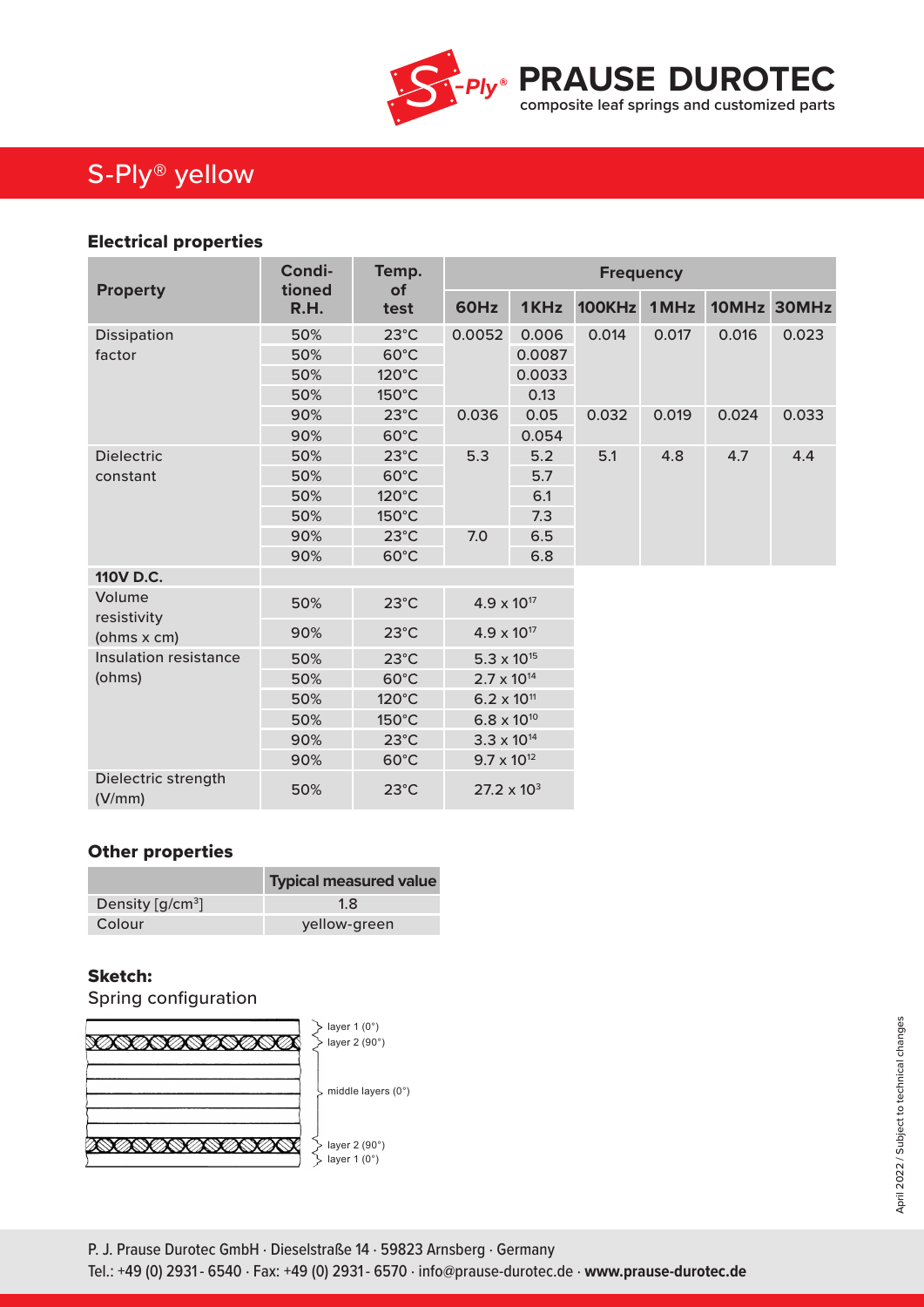PRAUSE DUROTEC
composite leaf springs and customized parts

# S-Ply® yellow

## Electrical properties

| Property | Conditioned R.H. | Temp. of test | Frequency | | | | | |
|---|---|---|---|---|---|---|---|---|
| | | | 60Hz | 1KHz | 100KHz | 1MHz | 10MHz | 30MHz |
| Dissipation factor | 50% | 23°C | 0.0052 | 0.006 | 0.014 | 0.017 | 0.016 | 0.023 |
| | 50% | 60°C | | 0.0087 | | | | |
| | 50% | 120°C | | 0.0033 | | | | |
| | 50% | 150°C | | 0.13 | | | | |
| | 90% | 23°C | 0.036 | 0.05 | 0.032 | 0.019 | 0.024 | 0.033 |
| | 90% | 60°C | | 0.054 | | | | |
| Dielectric constant | 50% | 23°C | 5.3 | 5.2 | 5.1 | 4.8 | 4.7 | 4.4 |
| | 50% | 60°C | | 5.7 | | | | |
| | 50% | 120°C | | 6.1 | | | | |
| | 50% | 150°C | | 7.3 | | | | |
| | 90% | 23°C | 7.0 | 6.5 | | | | |
| | 90% | 60°C | | 6.8 | | | | |
| **110V D.C.** | | | | | | | | |
| Volume resistivity (ohms x cm) | 50% | 23°C | $4.9 \times 10^{17}$ | | | | | |
| | 90% | 23°C | $4.9 \times 10^{17}$ | | | | | |
| Insulation resistance (ohms) | 50% | 23°C | $5.3 \times 10^{15}$ | | | | | |
| | 50% | 60°C | $2.7 \times 10^{14}$ | | | | | |
| | 50% | 120°C | $6.2 \times 10^{11}$ | | | | | |
| | 50% | 150°C | $6.8 \times 10^{10}$ | | | | | |
| | 90% | 23°C | $3.3 \times 10^{14}$ | | | | | |
| | 90% | 60°C | $9.7 \times 10^{12}$ | | | | | |
| Dielectric strength (V/mm) | 50% | 23°C | $27.2 \times 10^{3}$ | | | | | |

## Other properties

| | Typical measured value |
|---|---|
| Density [g/cm³] | 1.8 |
| Colour | yellow-green |

## Sketch:

Spring configuration

layer 1 (0°)
layer 2 (90°)
middle layers (0°)
layer 2 (90°)
layer 1 (0°)

April 2022 / Subject to technical changes

P. J. Prause Durotec GmbH · Dieselstraße 14 · 59823 Arnsberg · Germany
Tel.: +49 (0) 2931 - 6540 · Fax: +49 (0) 2931 - 6570 · info@prause-durotec.de · **www.prause-durotec.de**